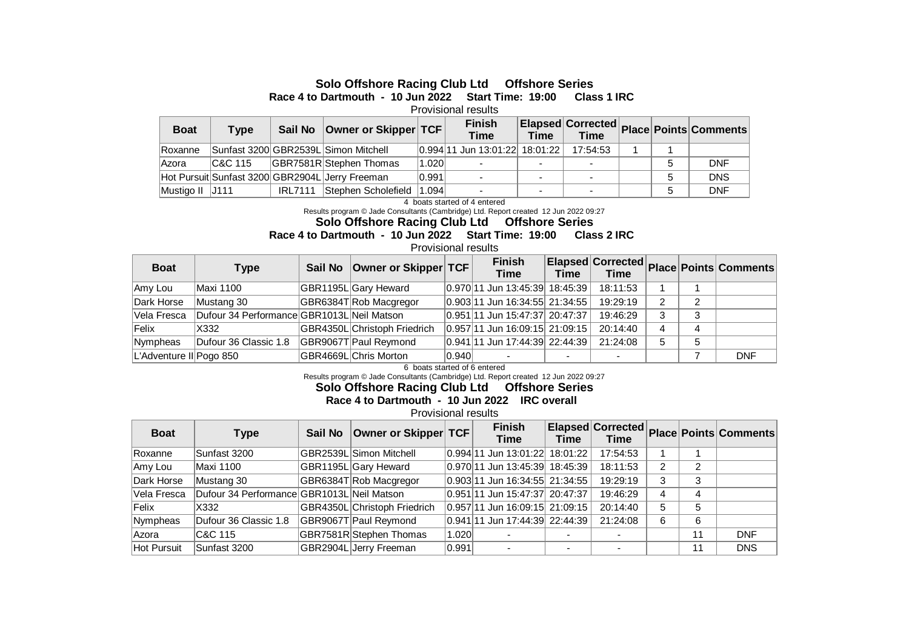**Solo Offshore Racing Club Ltd     Offshore Series**

**Race 4 to Dartmouth  -  10 Jun 2022    Start Time:  19:00     Class 1 IRC**

Provisional results

| Boat | Type | Sail No | Owner or Skipper | TCF | Finish Time | Elapsed Time | Corrected Time | Place | Points | Comments |
|---|---|---|---|---|---|---|---|---|---|---|
| Roxanne | Sunfast 3200 | GBR2539L | Simon Mitchell | 0.994 | 11 Jun 13:01:22 | 18:01:22 | 17:54:53 | 1 | 1 | |
| Azora | C&C 115 | GBR7581R | Stephen Thomas | 1.020 | - | - | - | | 5 | DNF |
| Hot Pursuit | Sunfast 3200 | GBR2904L | Jerry Freeman | 0.991 | - | - | - | | 5 | DNS |
| Mustigo II | J111 | IRL7111 | Stephen Scholefield | 1.094 | - | - | - | | 5 | DNF |

4  boats started of 4 entered

Results program © Jade Consultants (Cambridge) Ltd. Report created  12 Jun 2022 09:27

**Solo Offshore Racing Club Ltd     Offshore Series**

**Race 4 to Dartmouth  -  10 Jun 2022    Start Time:  19:00     Class 2 IRC**

Provisional results

| Boat | Type | Sail No | Owner or Skipper | TCF | Finish Time | Elapsed Time | Corrected Time | Place | Points | Comments |
|---|---|---|---|---|---|---|---|---|---|---|
| Amy Lou | Maxi 1100 | GBR1195L | Gary Heward | 0.970 | 11 Jun 13:45:39 | 18:45:39 | 18:11:53 | 1 | 1 | |
| Dark Horse | Mustang 30 | GBR6384T | Rob Macgregor | 0.903 | 11 Jun 16:34:55 | 21:34:55 | 19:29:19 | 2 | 2 | |
| Vela Fresca | Dufour 34 Performance | GBR1013L | Neil Matson | 0.951 | 11 Jun 15:47:37 | 20:47:37 | 19:46:29 | 3 | 3 | |
| Felix | X332 | GBR4350L | Christoph Friedrich | 0.957 | 11 Jun 16:09:15 | 21:09:15 | 20:14:40 | 4 | 4 | |
| Nympheas | Dufour 36 Classic 1.8 | GBR9067T | Paul Reymond | 0.941 | 11 Jun 17:44:39 | 22:44:39 | 21:24:08 | 5 | 5 | |
| L'Adventure II | Pogo 850 | GBR4669L | Chris Morton | 0.940 | - | - | - | | 7 | DNF |

6  boats started of 6 entered

Results program © Jade Consultants (Cambridge) Ltd. Report created  12 Jun 2022 09:27

**Solo Offshore Racing Club Ltd     Offshore Series**

**Race 4 to Dartmouth  -  10 Jun 2022    IRC overall**

Provisional results

| Boat | Type | Sail No | Owner or Skipper | TCF | Finish Time | Elapsed Time | Corrected Time | Place | Points | Comments |
|---|---|---|---|---|---|---|---|---|---|---|
| Roxanne | Sunfast 3200 | GBR2539L | Simon Mitchell | 0.994 | 11 Jun 13:01:22 | 18:01:22 | 17:54:53 | 1 | 1 | |
| Amy Lou | Maxi 1100 | GBR1195L | Gary Heward | 0.970 | 11 Jun 13:45:39 | 18:45:39 | 18:11:53 | 2 | 2 | |
| Dark Horse | Mustang 30 | GBR6384T | Rob Macgregor | 0.903 | 11 Jun 16:34:55 | 21:34:55 | 19:29:19 | 3 | 3 | |
| Vela Fresca | Dufour 34 Performance | GBR1013L | Neil Matson | 0.951 | 11 Jun 15:47:37 | 20:47:37 | 19:46:29 | 4 | 4 | |
| Felix | X332 | GBR4350L | Christoph Friedrich | 0.957 | 11 Jun 16:09:15 | 21:09:15 | 20:14:40 | 5 | 5 | |
| Nympheas | Dufour 36 Classic 1.8 | GBR9067T | Paul Reymond | 0.941 | 11 Jun 17:44:39 | 22:44:39 | 21:24:08 | 6 | 6 | |
| Azora | C&C 115 | GBR7581R | Stephen Thomas | 1.020 | - | - | - | | 11 | DNF |
| Hot Pursuit | Sunfast 3200 | GBR2904L | Jerry Freeman | 0.991 | - | - | - | | 11 | DNS |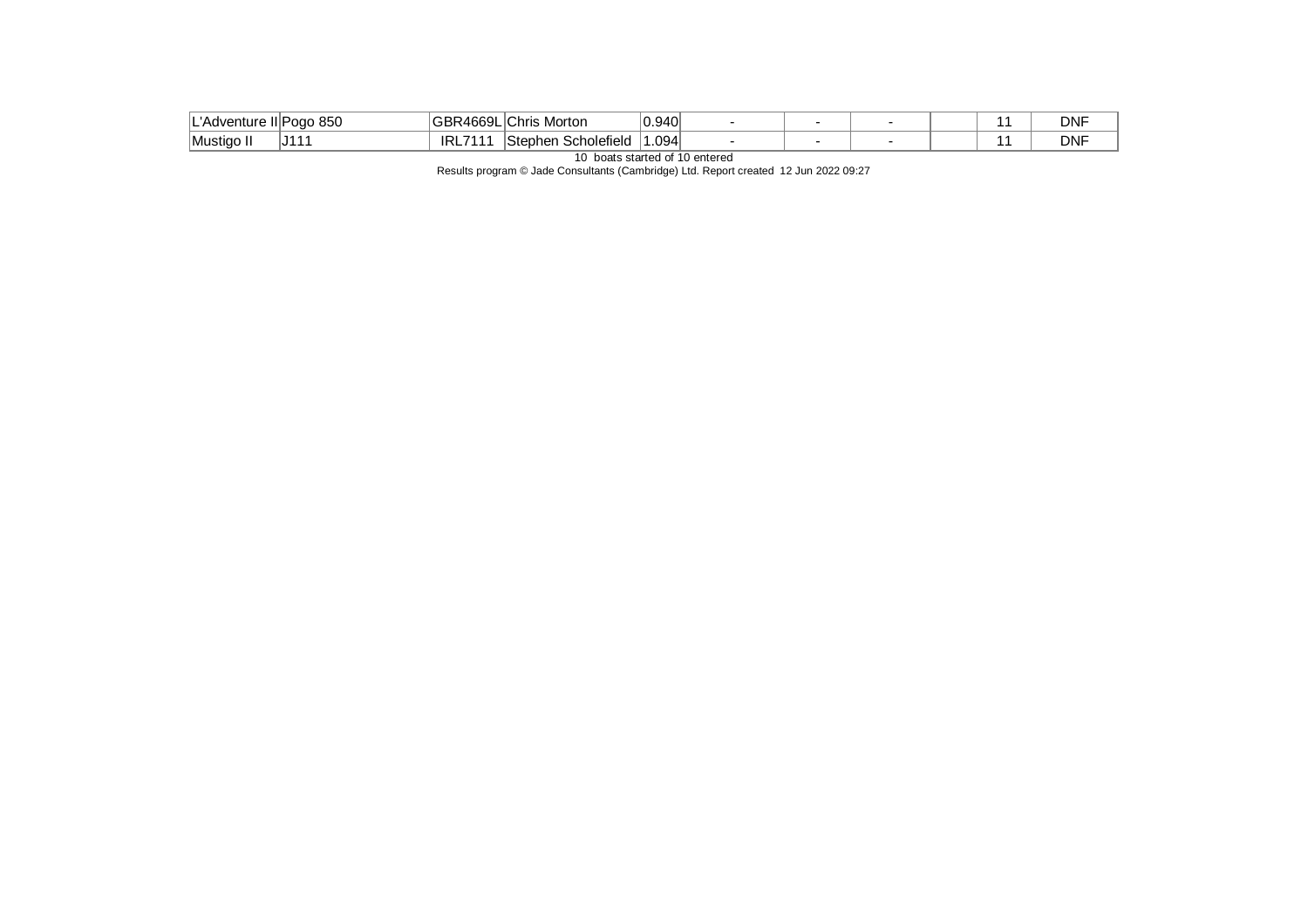| | | | | | | | | | | |
|---|---|---|---|---|---|---|---|---|---|---|
| L'Adventure II | Pogo 850 | GBR4669L | Chris Morton | 0.940 | - | - | - | | 11 | DNF |
| Mustigo II | J111 | IRL7111 | Stephen Scholefield | 1.094 | - | - | - | | 11 | DNF |

10 boats started of 10 entered

Results program © Jade Consultants (Cambridge) Ltd. Report created 12 Jun 2022 09:27